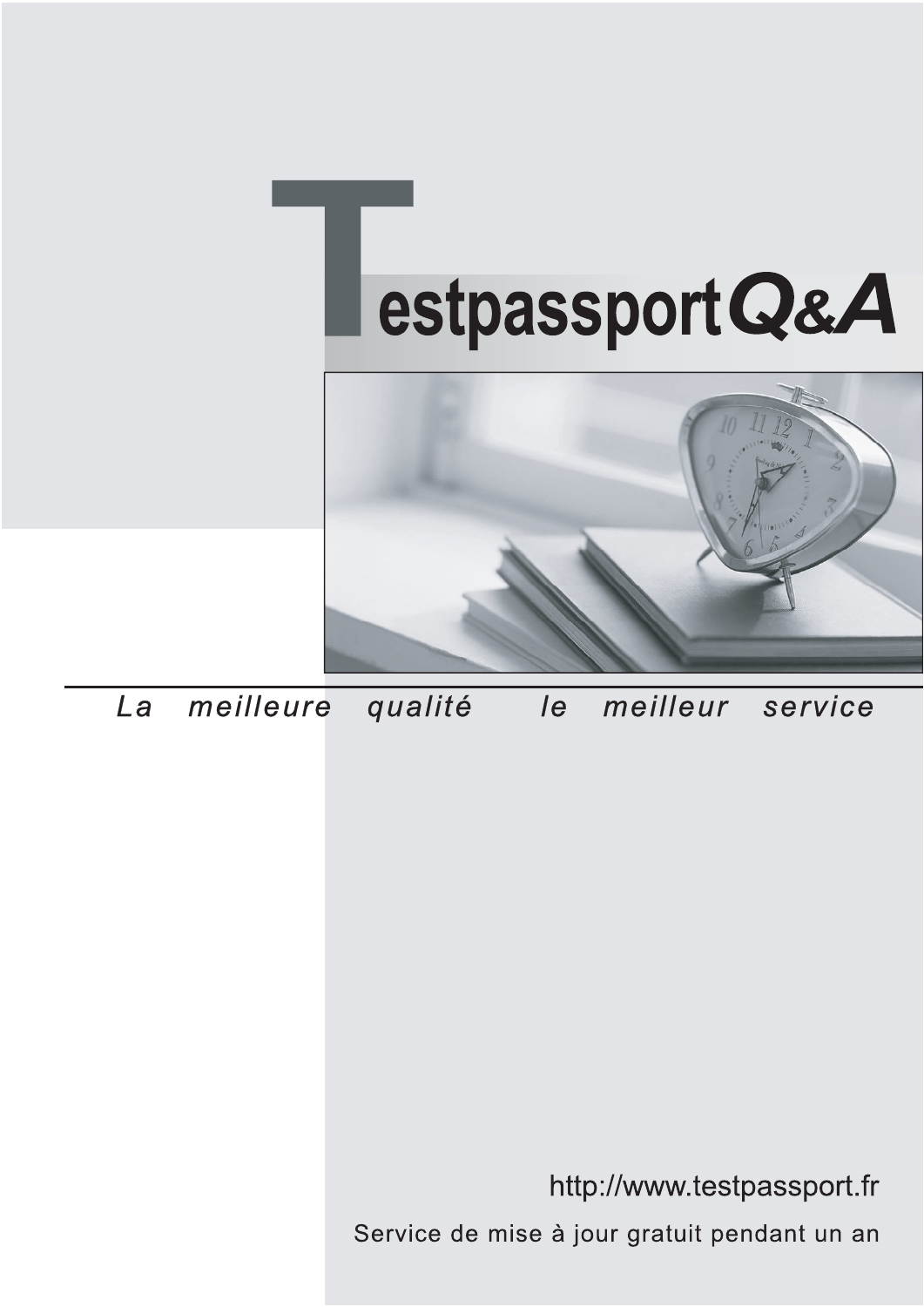# Testpassport Q&A

*La meilleure qualité le meilleur service*

http://www.testpassport.fr

Service de mise à jour gratuit pendant un an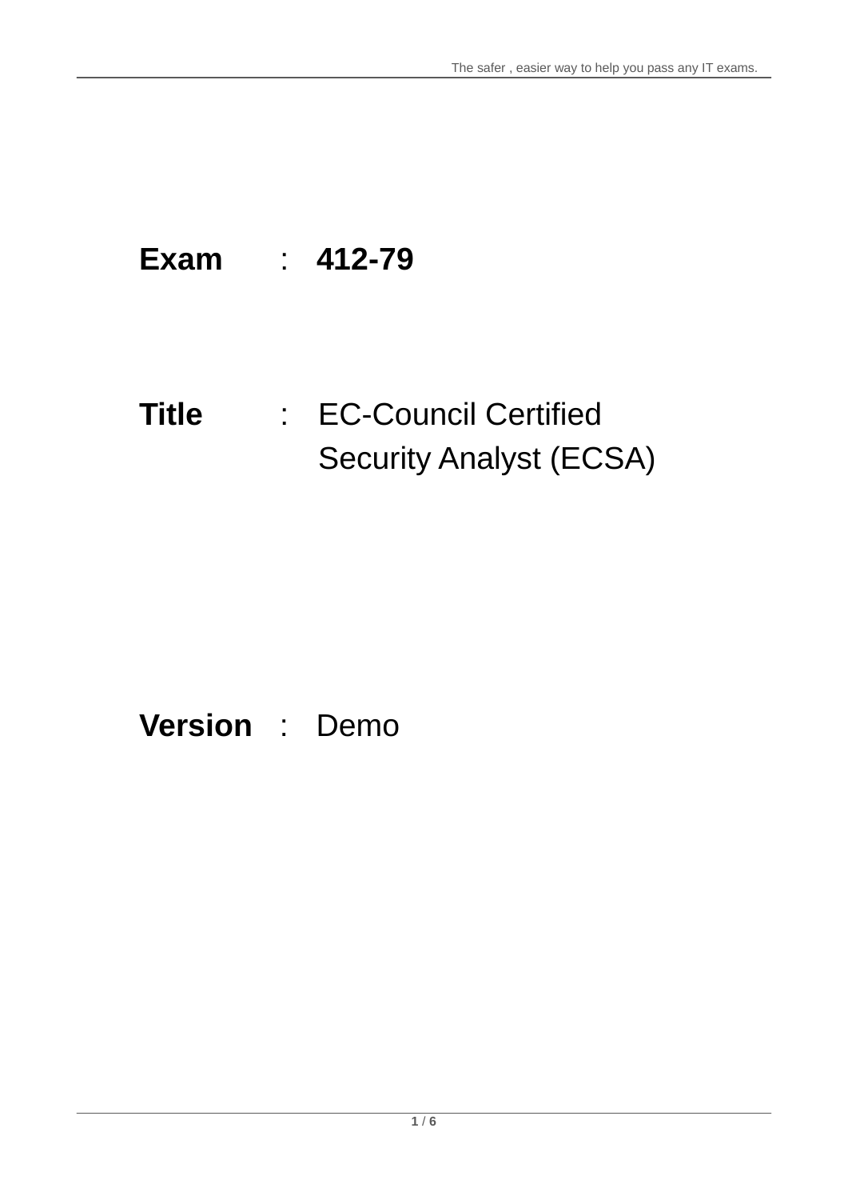**Exam** : **412-79**

**Title** : EC-Council Certified Security Analyst (ECSA)

**Version** : Demo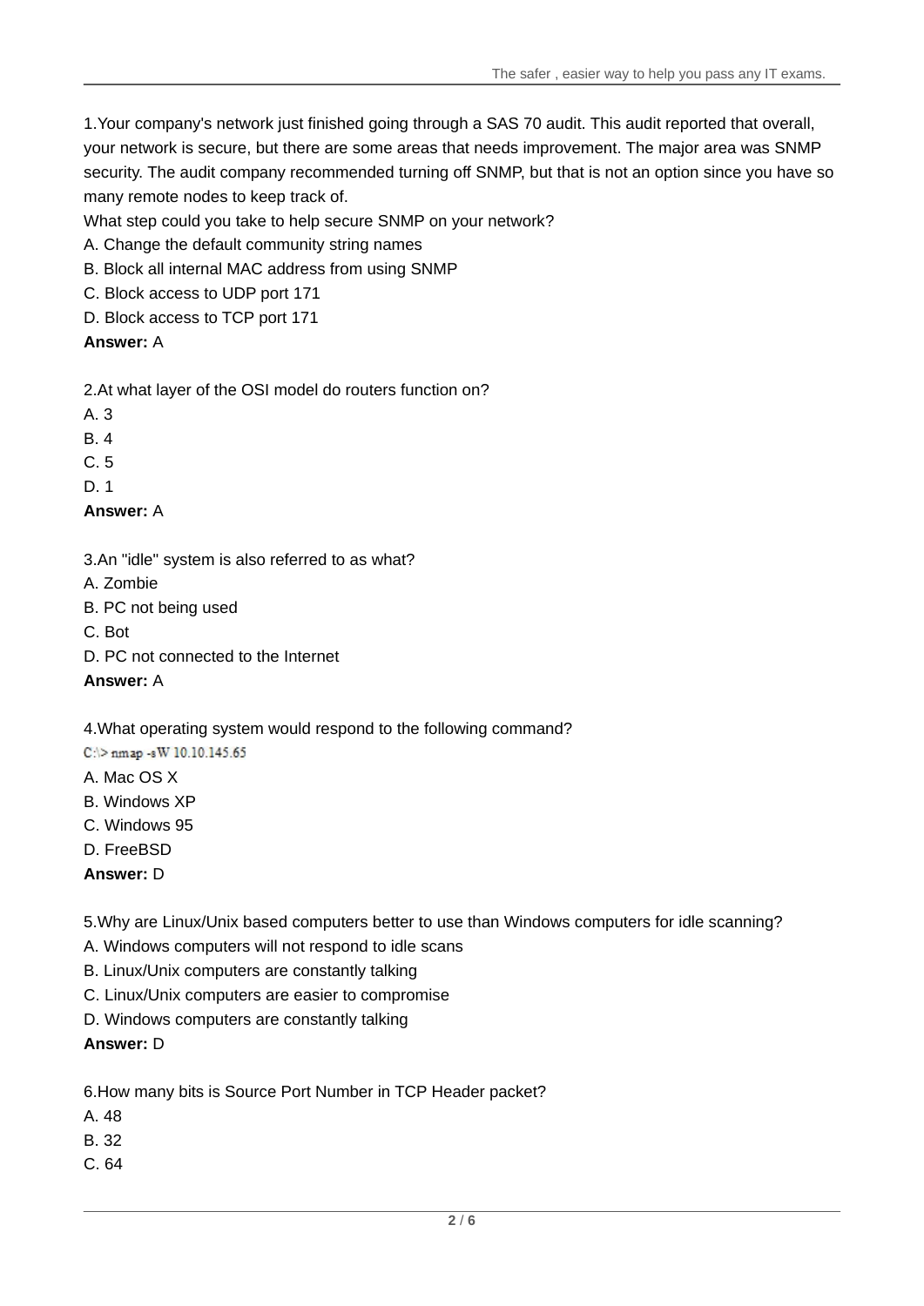1.Your company's network just finished going through a SAS 70 audit. This audit reported that overall, your network is secure, but there are some areas that needs improvement. The major area was SNMP security. The audit company recommended turning off SNMP, but that is not an option since you have so many remote nodes to keep track of.

What step could you take to help secure SNMP on your network?

A. Change the default community string names

B. Block all internal MAC address from using SNMP

C. Block access to UDP port 171

D. Block access to TCP port 171

**Answer:** A

2.At what layer of the OSI model do routers function on?

A. 3

B. 4

C. 5

D. 1

**Answer:** A

3.An "idle" system is also referred to as what?

A. Zombie

B. PC not being used

C. Bot

D. PC not connected to the Internet

**Answer:** A

4.What operating system would respond to the following command?

```
C:\> nmap -sW 10.10.145.65
```

A. Mac OS X

B. Windows XP

C. Windows 95

D. FreeBSD

**Answer:** D

5.Why are Linux/Unix based computers better to use than Windows computers for idle scanning?

A. Windows computers will not respond to idle scans

B. Linux/Unix computers are constantly talking

C. Linux/Unix computers are easier to compromise

D. Windows computers are constantly talking

**Answer:** D

6.How many bits is Source Port Number in TCP Header packet?

A. 48

B. 32

C. 64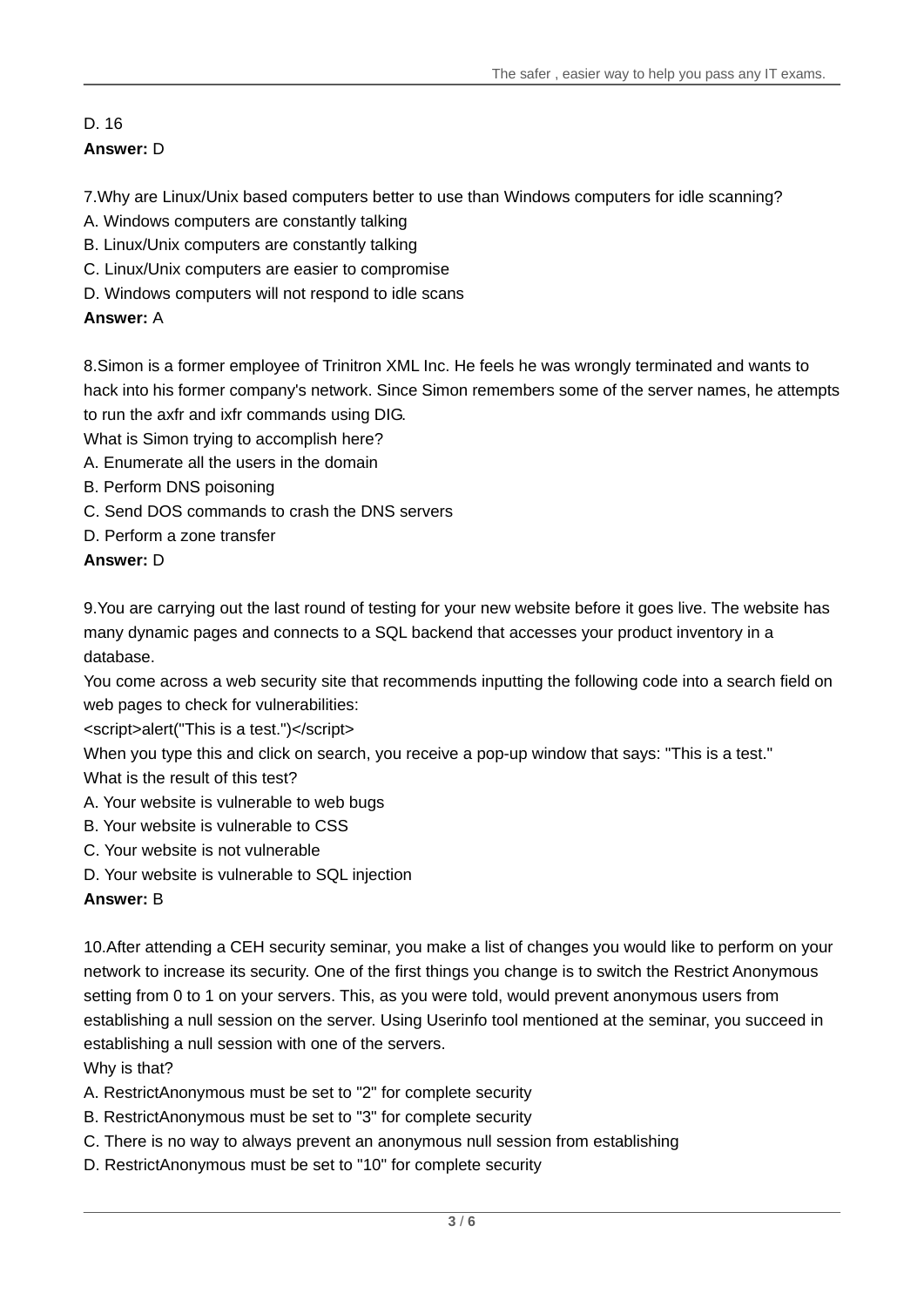D. 16

**Answer:** D

7.Why are Linux/Unix based computers better to use than Windows computers for idle scanning?

A. Windows computers are constantly talking

B. Linux/Unix computers are constantly talking

C. Linux/Unix computers are easier to compromise

D. Windows computers will not respond to idle scans

**Answer:** A

8.Simon is a former employee of Trinitron XML Inc. He feels he was wrongly terminated and wants to hack into his former company's network. Since Simon remembers some of the server names, he attempts to run the axfr and ixfr commands using DIG.

What is Simon trying to accomplish here?

A. Enumerate all the users in the domain

B. Perform DNS poisoning

C. Send DOS commands to crash the DNS servers

D. Perform a zone transfer

**Answer:** D

9.You are carrying out the last round of testing for your new website before it goes live. The website has many dynamic pages and connects to a SQL backend that accesses your product inventory in a database.

You come across a web security site that recommends inputting the following code into a search field on web pages to check for vulnerabilities:

<script>alert("This is a test.")</script>

When you type this and click on search, you receive a pop-up window that says: "This is a test."

What is the result of this test?

A. Your website is vulnerable to web bugs

B. Your website is vulnerable to CSS

C. Your website is not vulnerable

D. Your website is vulnerable to SQL injection

**Answer:** B

10.After attending a CEH security seminar, you make a list of changes you would like to perform on your network to increase its security. One of the first things you change is to switch the Restrict Anonymous setting from 0 to 1 on your servers. This, as you were told, would prevent anonymous users from establishing a null session on the server. Using Userinfo tool mentioned at the seminar, you succeed in establishing a null session with one of the servers.

Why is that?

A. RestrictAnonymous must be set to "2" for complete security

B. RestrictAnonymous must be set to "3" for complete security

C. There is no way to always prevent an anonymous null session from establishing

D. RestrictAnonymous must be set to "10" for complete security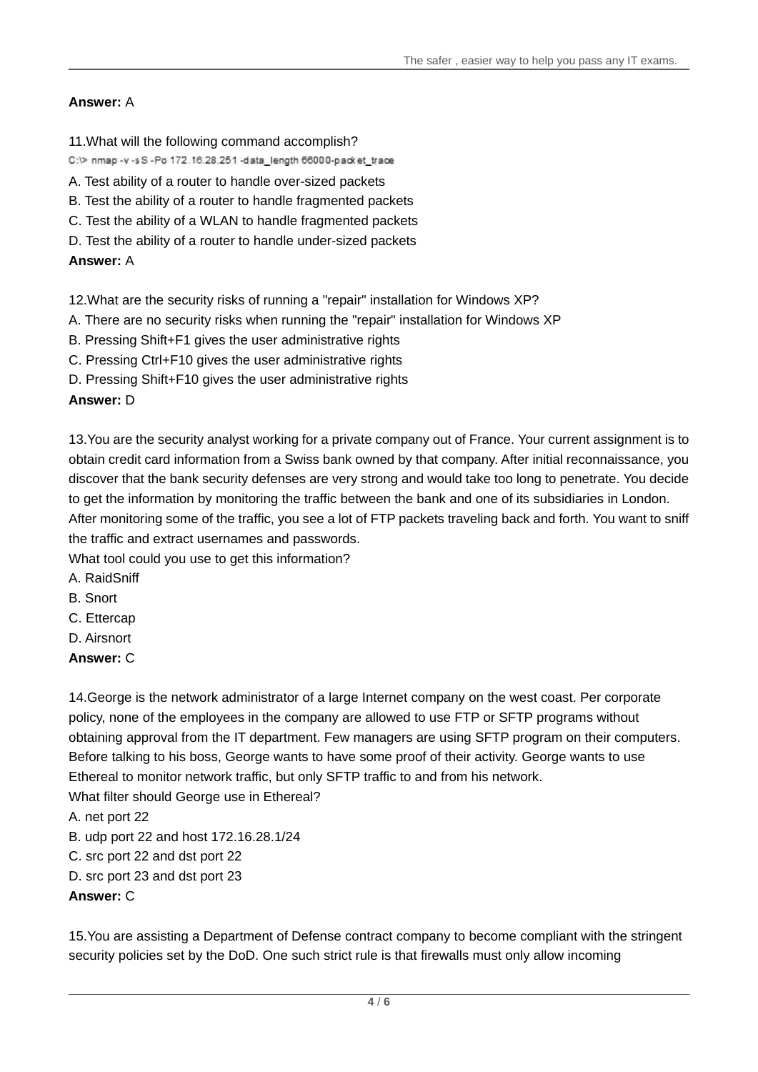**Answer:** A

11.What will the following command accomplish?

```
C:\> nmap -v -sS -Po 172.16.28.251 -data_length 66000-packet_trace
```

A. Test ability of a router to handle over-sized packets
B. Test the ability of a router to handle fragmented packets
C. Test the ability of a WLAN to handle fragmented packets
D. Test the ability of a router to handle under-sized packets
**Answer:** A

12.What are the security risks of running a "repair" installation for Windows XP?
A. There are no security risks when running the "repair" installation for Windows XP
B. Pressing Shift+F1 gives the user administrative rights
C. Pressing Ctrl+F10 gives the user administrative rights
D. Pressing Shift+F10 gives the user administrative rights
**Answer:** D

13.You are the security analyst working for a private company out of France. Your current assignment is to obtain credit card information from a Swiss bank owned by that company. After initial reconnaissance, you discover that the bank security defenses are very strong and would take too long to penetrate. You decide to get the information by monitoring the traffic between the bank and one of its subsidiaries in London. After monitoring some of the traffic, you see a lot of FTP packets traveling back and forth. You want to sniff the traffic and extract usernames and passwords.
What tool could you use to get this information?
A. RaidSniff
B. Snort
C. Ettercap
D. Airsnort
**Answer:** C

14.George is the network administrator of a large Internet company on the west coast. Per corporate policy, none of the employees in the company are allowed to use FTP or SFTP programs without obtaining approval from the IT department. Few managers are using SFTP program on their computers. Before talking to his boss, George wants to have some proof of their activity. George wants to use Ethereal to monitor network traffic, but only SFTP traffic to and from his network.
What filter should George use in Ethereal?
A. net port 22
B. udp port 22 and host 172.16.28.1/24
C. src port 22 and dst port 22
D. src port 23 and dst port 23
**Answer:** C

15.You are assisting a Department of Defense contract company to become compliant with the stringent security policies set by the DoD. One such strict rule is that firewalls must only allow incoming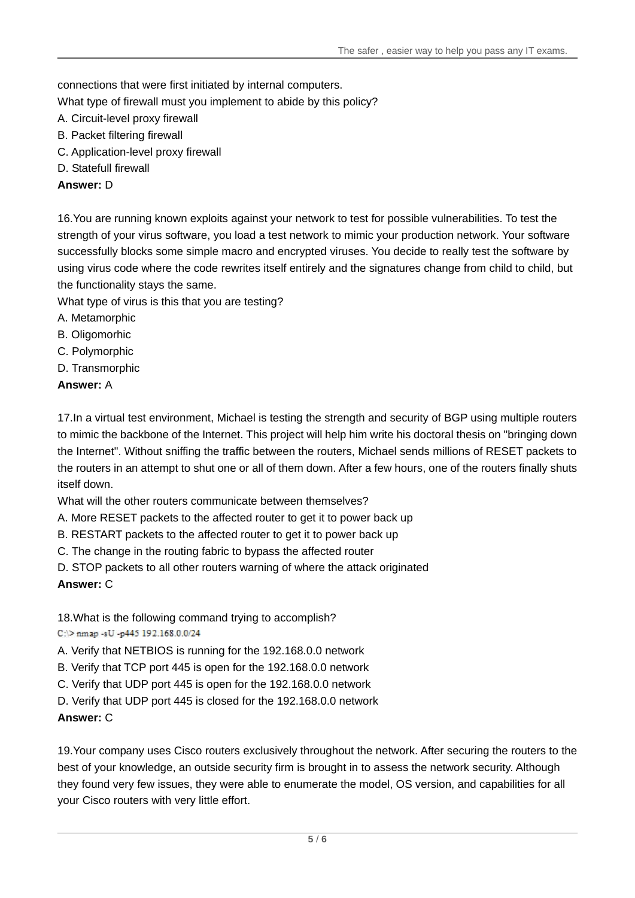connections that were first initiated by internal computers.
What type of firewall must you implement to abide by this policy?
A. Circuit-level proxy firewall
B. Packet filtering firewall
C. Application-level proxy firewall
D. Statefull firewall
**Answer:** D

16.You are running known exploits against your network to test for possible vulnerabilities. To test the strength of your virus software, you load a test network to mimic your production network. Your software successfully blocks some simple macro and encrypted viruses. You decide to really test the software by using virus code where the code rewrites itself entirely and the signatures change from child to child, but the functionality stays the same.
What type of virus is this that you are testing?
A. Metamorphic
B. Oligomorhic
C. Polymorphic
D. Transmorphic
**Answer:** A

17.In a virtual test environment, Michael is testing the strength and security of BGP using multiple routers to mimic the backbone of the Internet. This project will help him write his doctoral thesis on "bringing down the Internet". Without sniffing the traffic between the routers, Michael sends millions of RESET packets to the routers in an attempt to shut one or all of them down. After a few hours, one of the routers finally shuts itself down.
What will the other routers communicate between themselves?
A. More RESET packets to the affected router to get it to power back up
B. RESTART packets to the affected router to get it to power back up
C. The change in the routing fabric to bypass the affected router
D. STOP packets to all other routers warning of where the attack originated
**Answer:** C

18.What is the following command trying to accomplish?

```
C:\> nmap -sU -p445 192.168.0.0/24
```

A. Verify that NETBIOS is running for the 192.168.0.0 network
B. Verify that TCP port 445 is open for the 192.168.0.0 network
C. Verify that UDP port 445 is open for the 192.168.0.0 network
D. Verify that UDP port 445 is closed for the 192.168.0.0 network
**Answer:** C

19.Your company uses Cisco routers exclusively throughout the network. After securing the routers to the best of your knowledge, an outside security firm is brought in to assess the network security. Although they found very few issues, they were able to enumerate the model, OS version, and capabilities for all your Cisco routers with very little effort.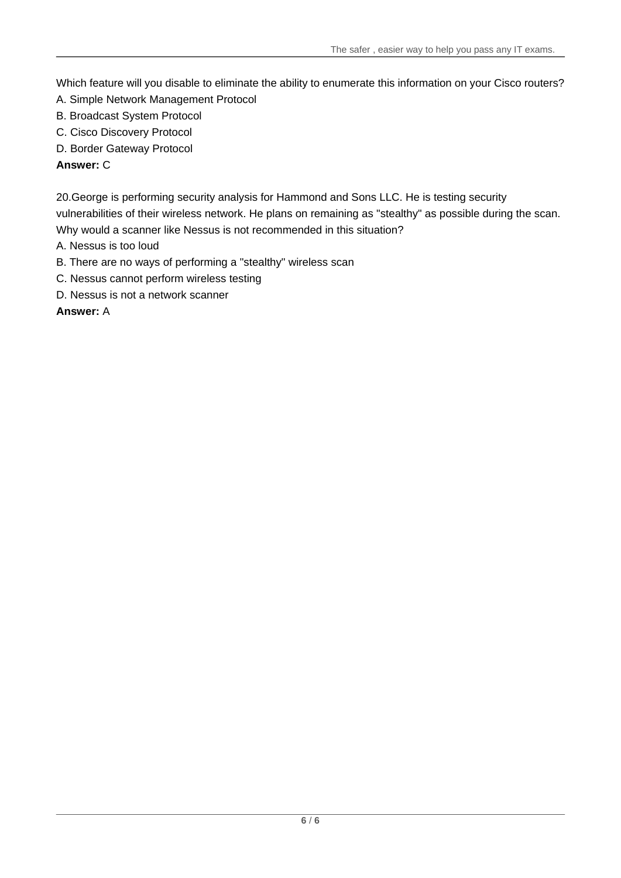Which feature will you disable to eliminate the ability to enumerate this information on your Cisco routers?

A. Simple Network Management Protocol

B. Broadcast System Protocol

C. Cisco Discovery Protocol

D. Border Gateway Protocol

**Answer:** C

20.George is performing security analysis for Hammond and Sons LLC. He is testing security vulnerabilities of their wireless network. He plans on remaining as "stealthy" as possible during the scan. Why would a scanner like Nessus is not recommended in this situation?

A. Nessus is too loud

B. There are no ways of performing a "stealthy" wireless scan

C. Nessus cannot perform wireless testing

D. Nessus is not a network scanner

**Answer:** A